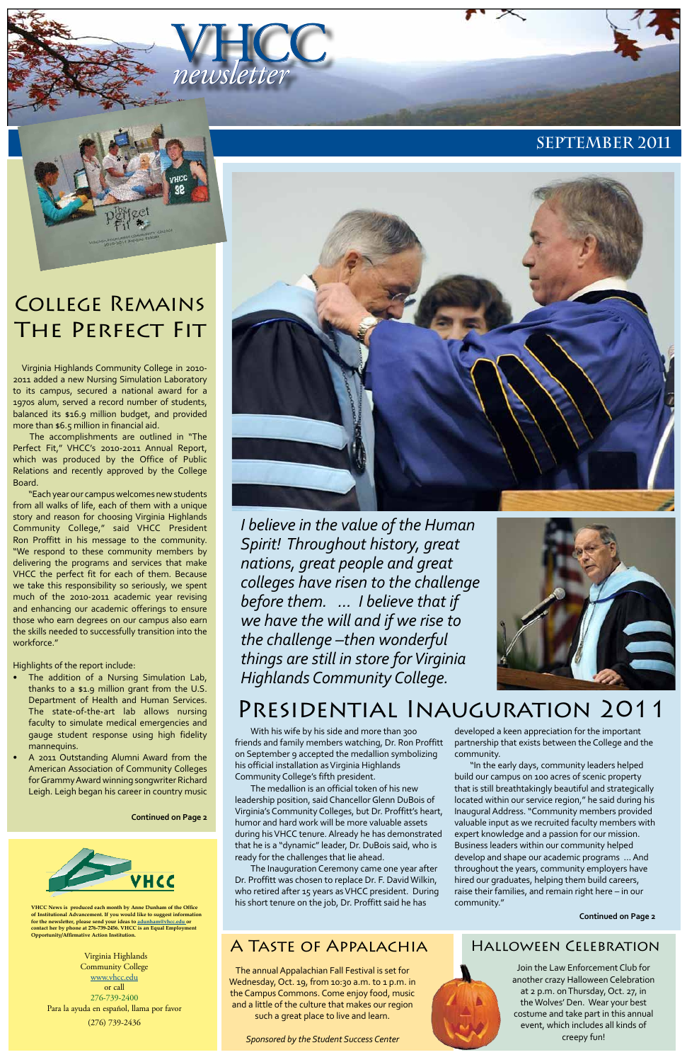# VHCC newsletter

## SEPTEMBER 2011

## College Remains The Perfect Fit

Virginia Highlands Community College in 2010-2011 added a new Nursing Simulation Laboratory to its campus, secured a national award for a 1970s alum, served a record number of students, balanced its $16.9 million budget, and provided more than $6.5 million in financial aid.

The accomplishments are outlined in "The Perfect Fit," VHCC's 2010-2011 Annual Report, which was produced by the Office of Public Relations and recently approved by the College Board.

"Each year our campus welcomes new students from all walks of life, each of them with a unique story and reason for choosing Virginia Highlands Community College," said VHCC President Ron Proffitt in his message to the community. "We respond to these community members by delivering the programs and services that make VHCC the perfect fit for each of them. Because we take this responsibility so seriously, we spent much of the 2010-2011 academic year revising and enhancing our academic offerings to ensure those who earn degrees on our campus also earn the skills needed to successfully transition into the workforce."

Highlights of the report include:

- The addition of a Nursing Simulation Lab, thanks to a $1.9 million grant from the U.S. Department of Health and Human Services. The state-of-the-art lab allows nursing faculty to simulate medical emergencies and gauge student response using high fidelity mannequins.
- A 2011 Outstanding Alumni Award from the American Association of Community Colleges for Grammy Award winning songwriter Richard Leigh. Leigh began his career in country music

**Continued on Page 2**

*I believe in the value of the Human Spirit! Throughout history, great nations, great people and great colleges have risen to the challenge before them. ... I believe that if we have the will and if we rise to the challenge –then wonderful things are still in store for Virginia Highlands Community College.*

## Presidential Inauguration 2011

With his wife by his side and more than 300 friends and family members watching, Dr. Ron Proffitt on September 9 accepted the medallion symbolizing his official installation as Virginia Highlands Community College's fifth president.

The medallion is an official token of his new leadership position, said Chancellor Glenn DuBois of Virginia's Community Colleges, but Dr. Proffitt's heart, humor and hard work will be more valuable assets during his VHCC tenure. Already he has demonstrated that he is a "dynamic" leader, Dr. DuBois said, who is ready for the challenges that lie ahead.

The Inauguration Ceremony came one year after Dr. Proffitt was chosen to replace Dr. F. David Wilkin, who retired after 15 years as VHCC president. During his short tenure on the job, Dr. Proffitt said he has developed a keen appreciation for the important partnership that exists between the College and the community.

"In the early days, community leaders helped build our campus on 100 acres of scenic property that is still breathtakingly beautiful and strategically located within our service region," he said during his Inaugural Address. "Community members provided valuable input as we recruited faculty members with expert knowledge and a passion for our mission. Business leaders within our community helped develop and shape our academic programs ... And throughout the years, community employers have hired our graduates, helping them build careers, raise their families, and remain right here – in our community."

**Continued on Page 2**

VHCC

**VHCC News is produced each month by Anne Dunham of the Office of Institutional Advancement. If you would like to suggest information for the newsletter, please send your ideas to adunham@vhcc.edu or contact her by phone at 276-739-2456. VHCC is an Equal Employment Opportunity/Affirmative Action Institution.**

Virginia Highlands Community College
www.vhcc.edu
or call
276-739-2400
Para la ayuda en español, llama por favor
(276) 739-2436

## A Taste of Appalachia

The annual Appalachian Fall Festival is set for Wednesday, Oct. 19, from 10:30 a.m. to 1 p.m. in the Campus Commons. Come enjoy food, music and a little of the culture that makes our region such a great place to live and learn.

*Sponsored by the Student Success Center*

## Halloween Celebration

Join the Law Enforcement Club for another crazy Halloween Celebration at 2 p.m. on Thursday, Oct. 27, in the Wolves' Den. Wear your best costume and take part in this annual event, which includes all kinds of creepy fun!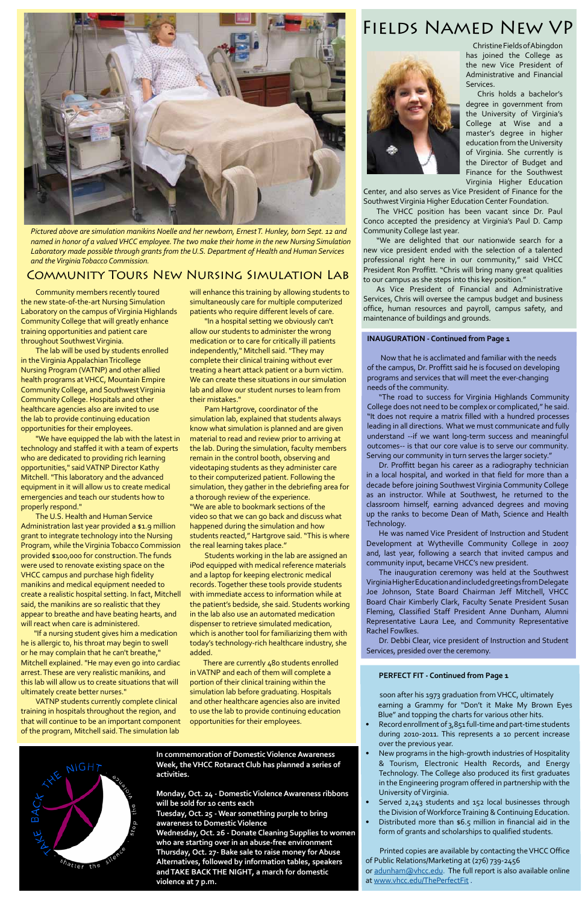*Pictured above are simulation manikins Noelle and her newborn, Ernest T. Hunley, born Sept. 12 and named in honor of a valued VHCC employee. The two make their home in the new Nursing Simulation Laboratory made possible through grants from the U.S. Department of Health and Human Services and the Virginia Tobacco Commission.*

## Community Tours New Nursing Simulation Lab

Community members recently toured the new state-of-the-art Nursing Simulation Laboratory on the campus of Virginia Highlands Community College that will greatly enhance training opportunities and patient care throughout Southwest Virginia.

The lab will be used by students enrolled in the Virginia Appalachian Tricollege Nursing Program (VATNP) and other allied health programs at VHCC, Mountain Empire Community College, and Southwest Virginia Community College. Hospitals and other healthcare agencies also are invited to use the lab to provide continuing education opportunities for their employees.

"We have equipped the lab with the latest in technology and staffed it with a team of experts who are dedicated to providing rich learning opportunities," said VATNP Director Kathy Mitchell. "This laboratory and the advanced equipment in it will allow us to create medical emergencies and teach our students how to properly respond."

The U.S. Health and Human Service Administration last year provided a $1.9 million grant to integrate technology into the Nursing Program, while the Virginia Tobacco Commission provided $100,000 for construction. The funds were used to renovate existing space on the VHCC campus and purchase high fidelity manikins and medical equipment needed to create a realistic hospital setting. In fact, Mitchell said, the manikins are so realistic that they appear to breathe and have beating hearts, and will react when care is administered.

"If a nursing student gives him a medication he is allergic to, his throat may begin to swell or he may complain that he can't breathe," Mitchell explained. "He may even go into cardiac arrest. These are very realistic manikins, and this lab will allow us to create situations that will ultimately create better nurses."

VATNP students currently complete clinical training in hospitals throughout the region, and that will continue to be an important component of the program, Mitchell said. The simulation lab will enhance this training by allowing students to simultaneously care for multiple computerized patients who require different levels of care.

"In a hospital setting we obviously can't allow our students to administer the wrong medication or to care for critically ill patients independently," Mitchell said. "They may complete their clinical training without ever treating a heart attack patient or a burn victim. We can create these situations in our simulation lab and allow our student nurses to learn from their mistakes."

Pam Hartgrove, coordinator of the simulation lab, explained that students always know what simulation is planned and are given material to read and review prior to arriving at the lab. During the simulation, faculty members remain in the control booth, observing and videotaping students as they administer care to their computerized patient. Following the simulation, they gather in the debriefing area for a thorough review of the experience.

"We are able to bookmark sections of the video so that we can go back and discuss what happened during the simulation and how students reacted," Hartgrove said. "This is where the real learning takes place."

Students working in the lab are assigned an iPod equipped with medical reference materials and a laptop for keeping electronic medical records. Together these tools provide students with immediate access to information while at the patient's bedside, she said. Students working in the lab also use an automated medication dispenser to retrieve simulated medication, which is another tool for familiarizing them with today's technology-rich healthcare industry, she added.

There are currently 480 students enrolled in VATNP and each of them will complete a portion of their clinical training within the simulation lab before graduating. Hospitals and other healthcare agencies also are invited to use the lab to provide continuing education opportunities for their employees.

## Fields Named New VP

Christine Fields of Abingdon has joined the College as the new Vice President of Administrative and Financial Services.

Chris holds a bachelor's degree in government from the University of Virginia's College at Wise and a master's degree in higher education from the University of Virginia. She currently is the Director of Budget and Finance for the Southwest Virginia Higher Education Center, and also serves as Vice President of Finance for the Southwest Virginia Higher Education Center Foundation.

The VHCC position has been vacant since Dr. Paul Conco accepted the presidency at Virginia's Paul D. Camp Community College last year.

"We are delighted that our nationwide search for a new vice president ended with the selection of a talented professional right here in our community," said VHCC President Ron Proffitt. "Chris will bring many great qualities to our campus as she steps into this key position."

As Vice President of Financial and Administrative Services, Chris will oversee the campus budget and business office, human resources and payroll, campus safety, and maintenance of buildings and grounds.

### INAUGURATION - Continued from Page 1

Now that he is acclimated and familiar with the needs of the campus, Dr. Proffitt said he is focused on developing programs and services that will meet the ever-changing needs of the community.

"The road to success for Virginia Highlands Community College does not need to be complex or complicated," he said. "It does not require a matrix filled with a hundred processes leading in all directions. What we must communicate and fully understand --if we want long-term success and meaningful outcomes-- is that our core value is to serve our community. Serving our community in turn serves the larger society."

Dr. Proffitt began his career as a radiography technician in a local hospital, and worked in that field for more than a decade before joining Southwest Virginia Community College as an instructor. While at Southwest, he returned to the classroom himself, earning advanced degrees and moving up the ranks to become Dean of Math, Science and Health Technology.

He was named Vice President of Instruction and Student Development at Wytheville Community College in 2007 and, last year, following a search that invited campus and community input, became VHCC's new president.

The inauguration ceremony was held at the Southwest Virginia Higher Education and included greetings from Delegate Joe Johnson, State Board Chairman Jeff Mitchell, VHCC Board Chair Kimberly Clark, Faculty Senate President Susan Fleming, Classified Staff President Anne Dunham, Alumni Representative Laura Lee, and Community Representative Rachel Fowlkes.

Dr. Debbi Clear, vice president of Instruction and Student Services, presided over the ceremony.

### PERFECT FIT - Continued from Page 1

soon after his 1973 graduation from VHCC, ultimately earning a Grammy for "Don't it Make My Brown Eyes Blue" and topping the charts for various other hits.

- Record enrollment of 3,851 full-time and part-time students during 2010-2011. This represents a 10 percent increase over the previous year.
- New programs in the high-growth industries of Hospitality & Tourism, Electronic Health Records, and Energy Technology. The College also produced its first graduates in the Engineering program offered in partnership with the University of Virginia.
- Served 2,243 students and 152 local businesses through the Division of Workforce Training & Continuing Education.
- Distributed more than $6.5 million in financial aid in the form of grants and scholarships to qualified students.

Printed copies are available by contacting the VHCC Office of Public Relations/Marketing at (276) 739-2456 or adunham@vhcc.edu. The full report is also available online at www.vhcc.edu/ThePerfectFit .

TAKE BACK THE NIGHT · shatter the silence · stop the violence

**In commemoration of Domestic Violence Awareness Week, the VHCC Rotaract Club has planned a series of activities.**

**Monday, Oct. 24 - Domestic Violence Awareness ribbons will be sold for 10 cents each**
**Tuesday, Oct. 25 - Wear something purple to bring awareness to Domestic Violence**
**Wednesday, Oct. 26 - Donate Cleaning Supplies to women who are starting over in an abuse-free environment**
**Thursday, Oct. 27- Bake sale to raise money for Abuse Alternatives, followed by information tables, speakers and TAKE BACK THE NIGHT, a march for domestic violence at 7 p.m.**